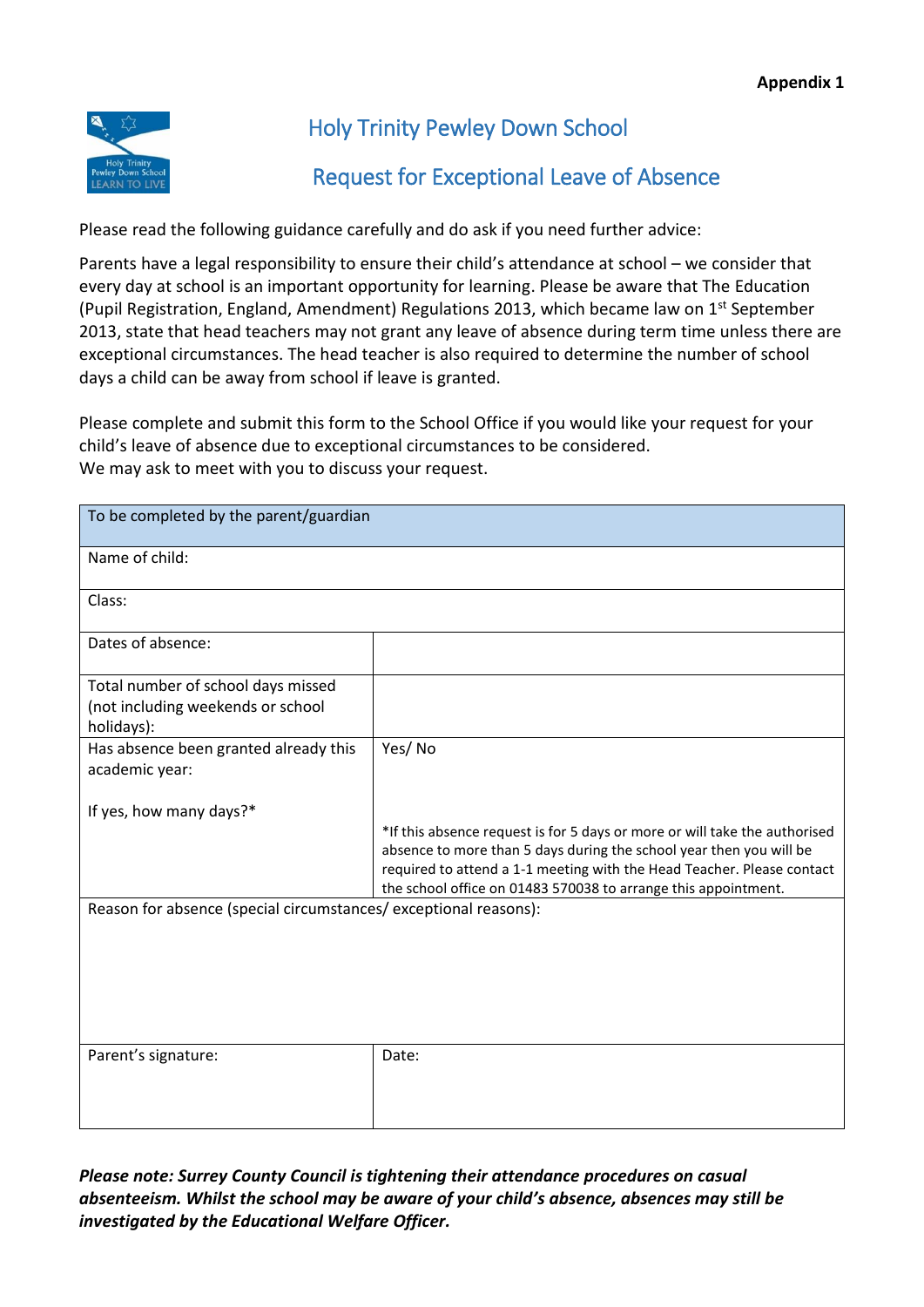**Appendix 1**

# Holy Trinity Pewley Down School

## Request for Exceptional Leave of Absence

Please read the following guidance carefully and do ask if you need further advice:

Parents have a legal responsibility to ensure their child's attendance at school – we consider that every day at school is an important opportunity for learning. Please be aware that The Education (Pupil Registration, England, Amendment) Regulations 2013, which became law on 1st September 2013, state that head teachers may not grant any leave of absence during term time unless there are exceptional circumstances. The head teacher is also required to determine the number of school days a child can be away from school if leave is granted.

Please complete and submit this form to the School Office if you would like your request for your child's leave of absence due to exceptional circumstances to be considered.
We may ask to meet with you to discuss your request.

| To be completed by the parent/guardian | |
|---|---|
| Name of child: | |
| Class: | |
| Dates of absence: | |
| Total number of school days missed (not including weekends or school holidays): | |
| Has absence been granted already this academic year:<br><br>If yes, how many days?* | Yes/ No<br><br>*If this absence request is for 5 days or more or will take the authorised absence to more than 5 days during the school year then you will be required to attend a 1-1 meeting with the Head Teacher. Please contact the school office on 01483 570038 to arrange this appointment. |
| Reason for absence (special circumstances/ exceptional reasons): | |
| Parent's signature: | Date: |

***Please note: Surrey County Council is tightening their attendance procedures on casual absenteeism. Whilst the school may be aware of your child's absence, absences may still be investigated by the Educational Welfare Officer.***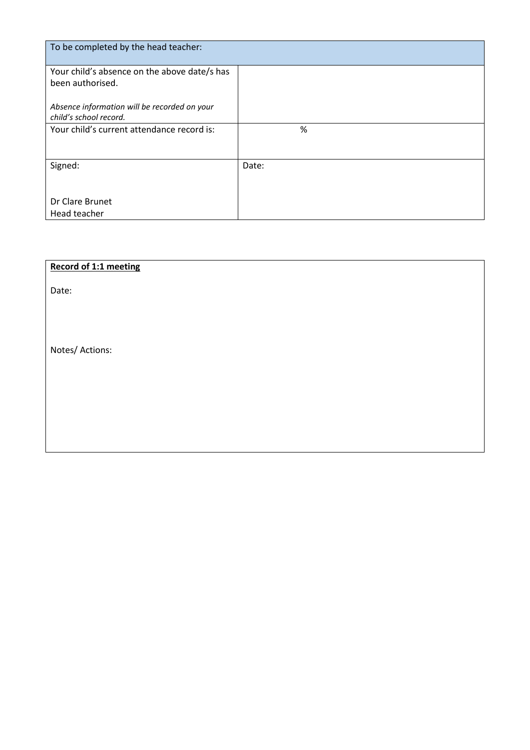| To be completed by the head teacher: | |
|---|---|
| Your child's absence on the above date/s has been authorised.<br><br>*Absence information will be recorded on your child's school record.* | |
| Your child's current attendance record is: | % |
| Signed:<br><br><br>Dr Clare Brunet<br>Head teacher | Date: |

**<u>Record of 1:1 meeting</u>**

Date:

Notes/ Actions: